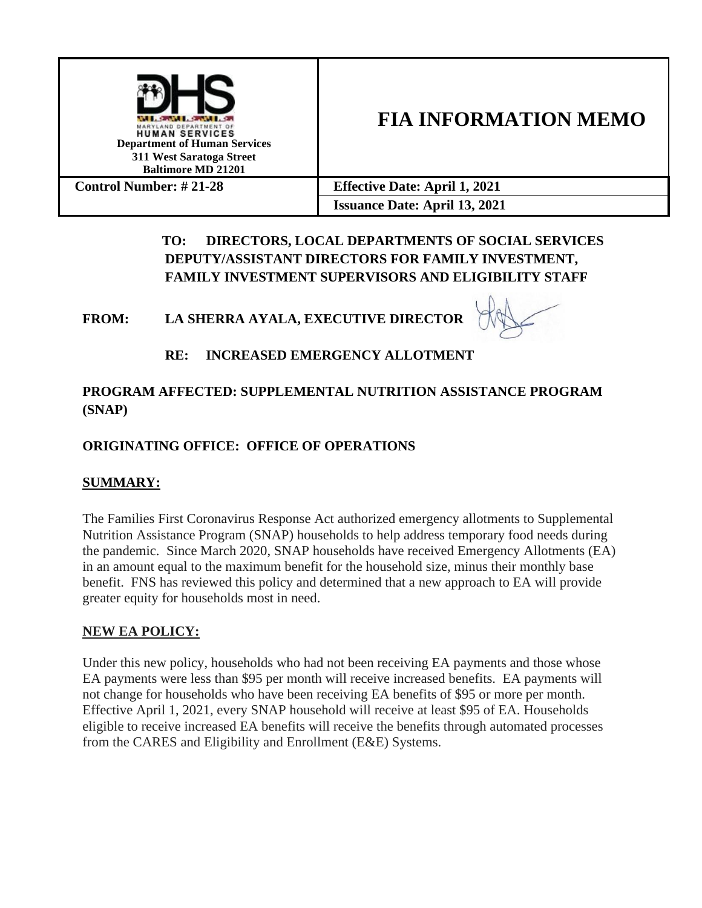| Maryland Department of Human Services<br>**Department of Human Services**<br>**311 West Saratoga Street**<br>**Baltimore MD 21201** | # FIA INFORMATION MEMO |
|---|---|
| **Control Number: # 21-28** | **Effective Date: April 1, 2021** |
| | **Issuance Date: April 13, 2021** |

**TO: DIRECTORS, LOCAL DEPARTMENTS OF SOCIAL SERVICES DEPUTY/ASSISTANT DIRECTORS FOR FAMILY INVESTMENT, FAMILY INVESTMENT SUPERVISORS AND ELIGIBILITY STAFF**

**FROM: LA SHERRA AYALA, EXECUTIVE DIRECTOR**

**RE: INCREASED EMERGENCY ALLOTMENT**

**PROGRAM AFFECTED: SUPPLEMENTAL NUTRITION ASSISTANCE PROGRAM (SNAP)**

**ORIGINATING OFFICE: OFFICE OF OPERATIONS**

## SUMMARY:

The Families First Coronavirus Response Act authorized emergency allotments to Supplemental Nutrition Assistance Program (SNAP) households to help address temporary food needs during the pandemic. Since March 2020, SNAP households have received Emergency Allotments (EA) in an amount equal to the maximum benefit for the household size, minus their monthly base benefit. FNS has reviewed this policy and determined that a new approach to EA will provide greater equity for households most in need.

## NEW EA POLICY:

Under this new policy, households who had not been receiving EA payments and those whose EA payments were less than $95 per month will receive increased benefits. EA payments will not change for households who have been receiving EA benefits of $95 or more per month. Effective April 1, 2021, every SNAP household will receive at least $95 of EA. Households eligible to receive increased EA benefits will receive the benefits through automated processes from the CARES and Eligibility and Enrollment (E&E) Systems.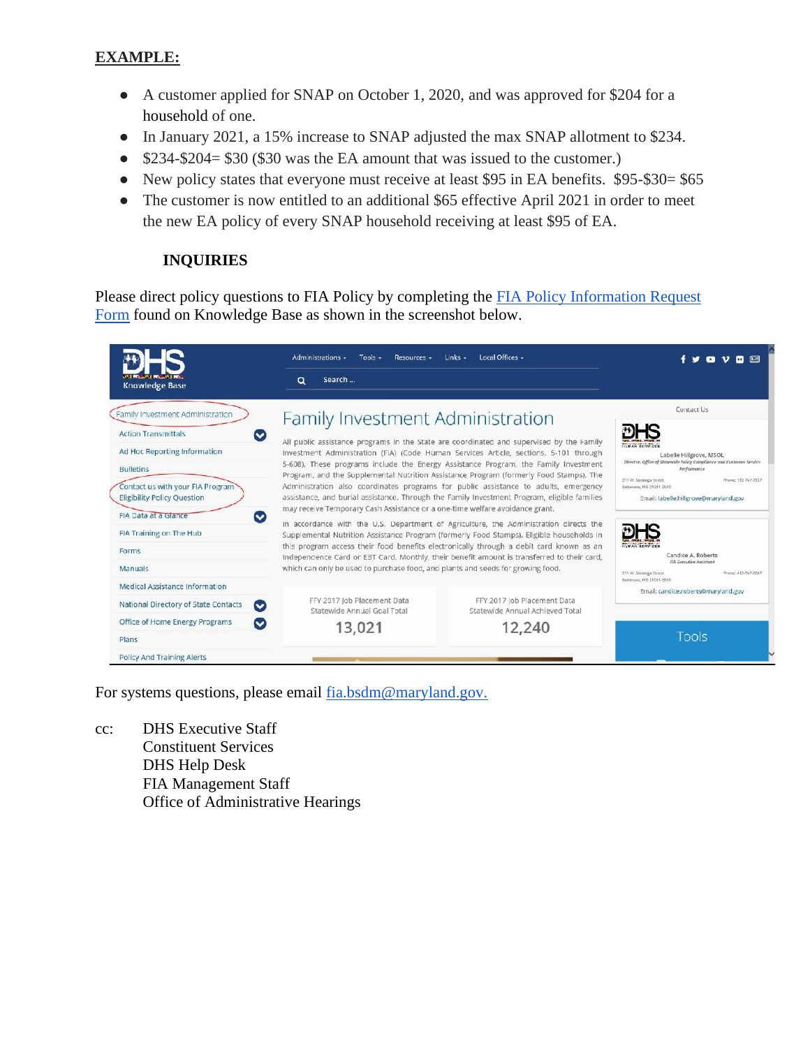**EXAMPLE:**

- A customer applied for SNAP on October 1, 2020, and was approved for $204 for a household of one.
- In January 2021, a 15% increase to SNAP adjusted the max SNAP allotment to $234.
- $234-$204= $30 ($30 was the EA amount that was issued to the customer.)
- New policy states that everyone must receive at least $95 in EA benefits. $95-$30= $65
- The customer is now entitled to an additional $65 effective April 2021 in order to meet the new EA policy of every SNAP household receiving at least $95 of EA.

**INQUIRIES**

Please direct policy questions to FIA Policy by completing the FIA Policy Information Request Form found on Knowledge Base as shown in the screenshot below.

For systems questions, please email fia.bsdm@maryland.gov.

cc: DHS Executive Staff
Constituent Services
DHS Help Desk
FIA Management Staff
Office of Administrative Hearings